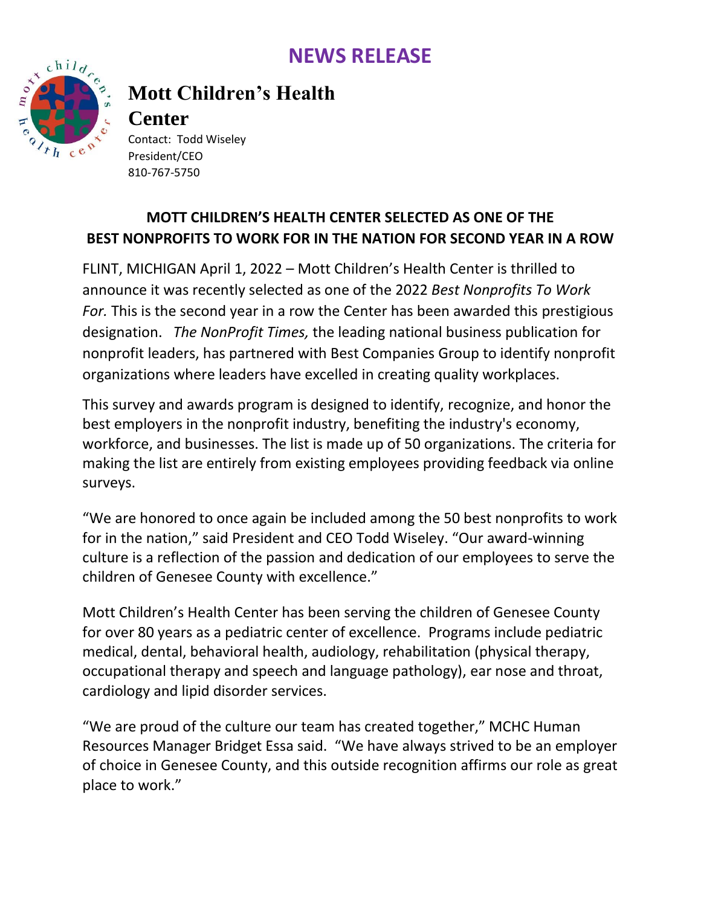# NEWS RELEASE

## Mott Children's Health Center

Contact: Todd Wiseley
President/CEO
810-767-5750

**MOTT CHILDREN'S HEALTH CENTER SELECTED AS ONE OF THE BEST NONPROFITS TO WORK FOR IN THE NATION FOR SECOND YEAR IN A ROW**

FLINT, MICHIGAN April 1, 2022 – Mott Children's Health Center is thrilled to announce it was recently selected as one of the 2022 *Best Nonprofits To Work For.* This is the second year in a row the Center has been awarded this prestigious designation. *The NonProfit Times,* the leading national business publication for nonprofit leaders, has partnered with Best Companies Group to identify nonprofit organizations where leaders have excelled in creating quality workplaces.

This survey and awards program is designed to identify, recognize, and honor the best employers in the nonprofit industry, benefiting the industry's economy, workforce, and businesses. The list is made up of 50 organizations. The criteria for making the list are entirely from existing employees providing feedback via online surveys.

"We are honored to once again be included among the 50 best nonprofits to work for in the nation," said President and CEO Todd Wiseley. "Our award-winning culture is a reflection of the passion and dedication of our employees to serve the children of Genesee County with excellence."

Mott Children's Health Center has been serving the children of Genesee County for over 80 years as a pediatric center of excellence. Programs include pediatric medical, dental, behavioral health, audiology, rehabilitation (physical therapy, occupational therapy and speech and language pathology), ear nose and throat, cardiology and lipid disorder services.

"We are proud of the culture our team has created together," MCHC Human Resources Manager Bridget Essa said. "We have always strived to be an employer of choice in Genesee County, and this outside recognition affirms our role as great place to work."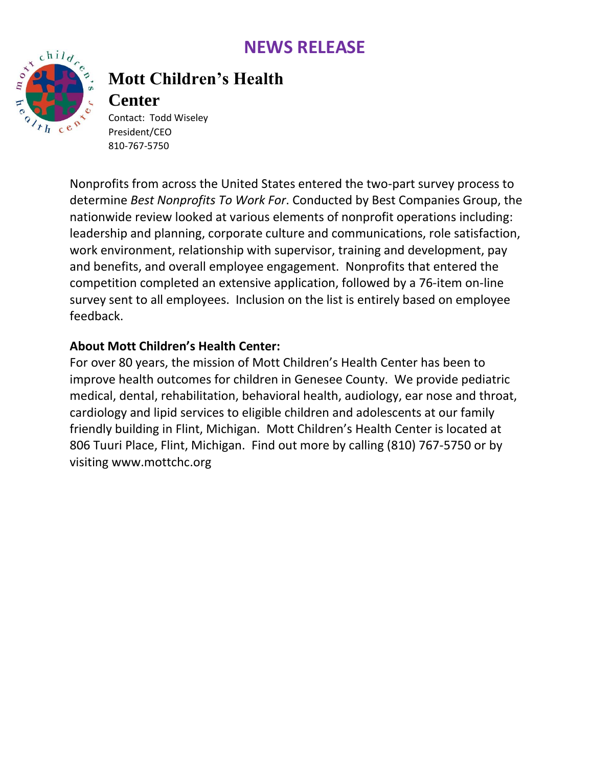# NEWS RELEASE

## Mott Children's Health Center

Contact: Todd Wiseley
President/CEO
810-767-5750

Nonprofits from across the United States entered the two-part survey process to determine *Best Nonprofits To Work For*. Conducted by Best Companies Group, the nationwide review looked at various elements of nonprofit operations including: leadership and planning, corporate culture and communications, role satisfaction, work environment, relationship with supervisor, training and development, pay and benefits, and overall employee engagement. Nonprofits that entered the competition completed an extensive application, followed by a 76-item on-line survey sent to all employees. Inclusion on the list is entirely based on employee feedback.

**About Mott Children's Health Center:**

For over 80 years, the mission of Mott Children's Health Center has been to improve health outcomes for children in Genesee County. We provide pediatric medical, dental, rehabilitation, behavioral health, audiology, ear nose and throat, cardiology and lipid services to eligible children and adolescents at our family friendly building in Flint, Michigan. Mott Children's Health Center is located at 806 Tuuri Place, Flint, Michigan. Find out more by calling (810) 767-5750 or by visiting www.mottchc.org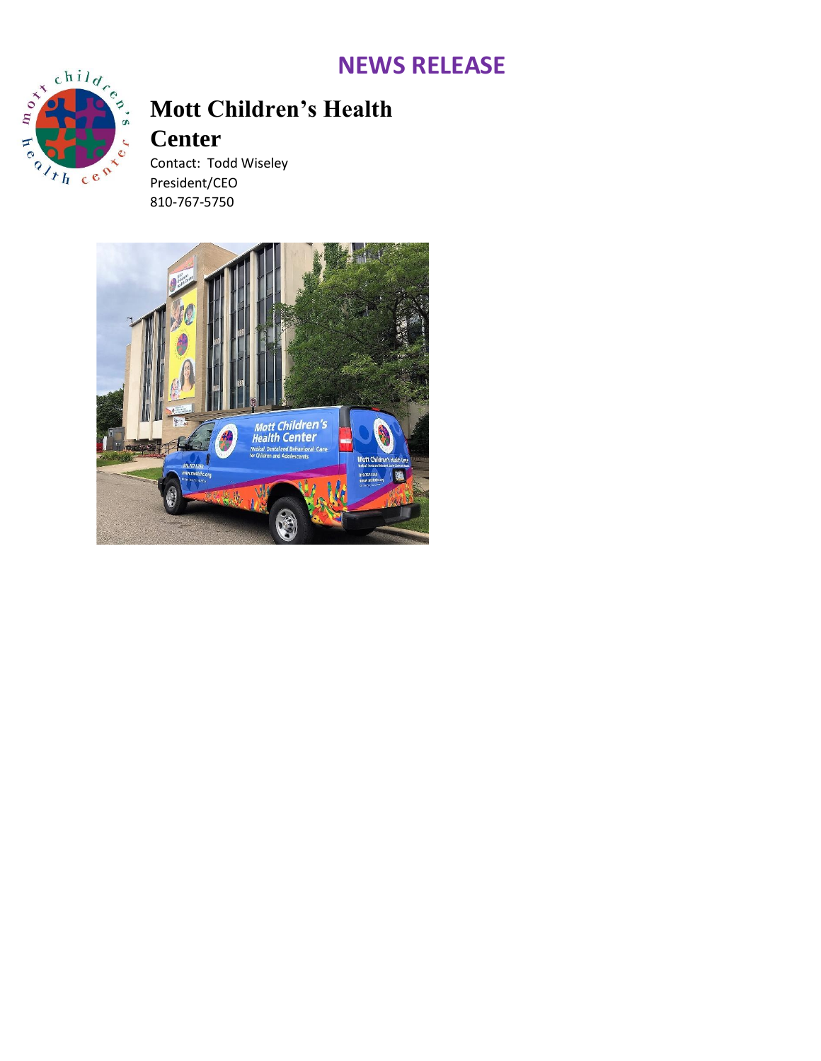# NEWS RELEASE

## Mott Children's Health Center

Contact: Todd Wiseley
President/CEO
810-767-5750